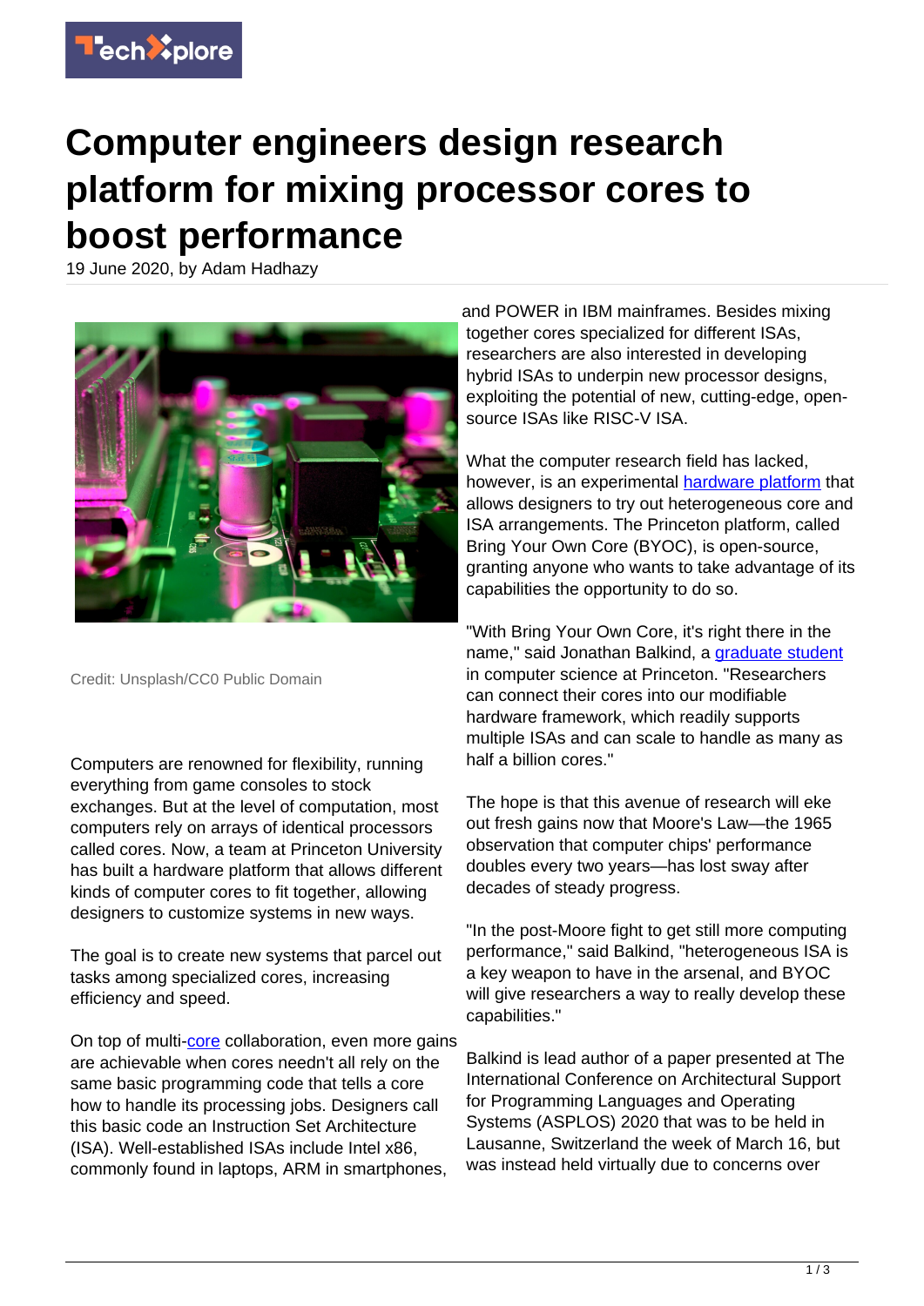# Computer engineers design research platform for mixing processor cores to boost performance

19 June 2020, by Adam Hadhazy

Credit: Unsplash/CC0 Public Domain

Computers are renowned for flexibility, running everything from game consoles to stock exchanges. But at the level of computation, most computers rely on arrays of identical processors called cores. Now, a team at Princeton University has built a hardware platform that allows different kinds of computer cores to fit together, allowing designers to customize systems in new ways.

The goal is to create new systems that parcel out tasks among specialized cores, increasing efficiency and speed.

On top of multi-core collaboration, even more gains are achievable when cores needn't all rely on the same basic programming code that tells a core how to handle its processing jobs. Designers call this basic code an Instruction Set Architecture (ISA). Well-established ISAs include Intel x86, commonly found in laptops, ARM in smartphones, and POWER in IBM mainframes. Besides mixing together cores specialized for different ISAs, researchers are also interested in developing hybrid ISAs to underpin new processor designs, exploiting the potential of new, cutting-edge, open-source ISAs like RISC-V ISA.

What the computer research field has lacked, however, is an experimental hardware platform that allows designers to try out heterogeneous core and ISA arrangements. The Princeton platform, called Bring Your Own Core (BYOC), is open-source, granting anyone who wants to take advantage of its capabilities the opportunity to do so.

"With Bring Your Own Core, it's right there in the name," said Jonathan Balkind, a graduate student in computer science at Princeton. "Researchers can connect their cores into our modifiable hardware framework, which readily supports multiple ISAs and can scale to handle as many as half a billion cores."

The hope is that this avenue of research will eke out fresh gains now that Moore's Law—the 1965 observation that computer chips' performance doubles every two years—has lost sway after decades of steady progress.

"In the post-Moore fight to get still more computing performance," said Balkind, "heterogeneous ISA is a key weapon to have in the arsenal, and BYOC will give researchers a way to really develop these capabilities."

Balkind is lead author of a paper presented at The International Conference on Architectural Support for Programming Languages and Operating Systems (ASPLOS) 2020 that was to be held in Lausanne, Switzerland the week of March 16, but was instead held virtually due to concerns over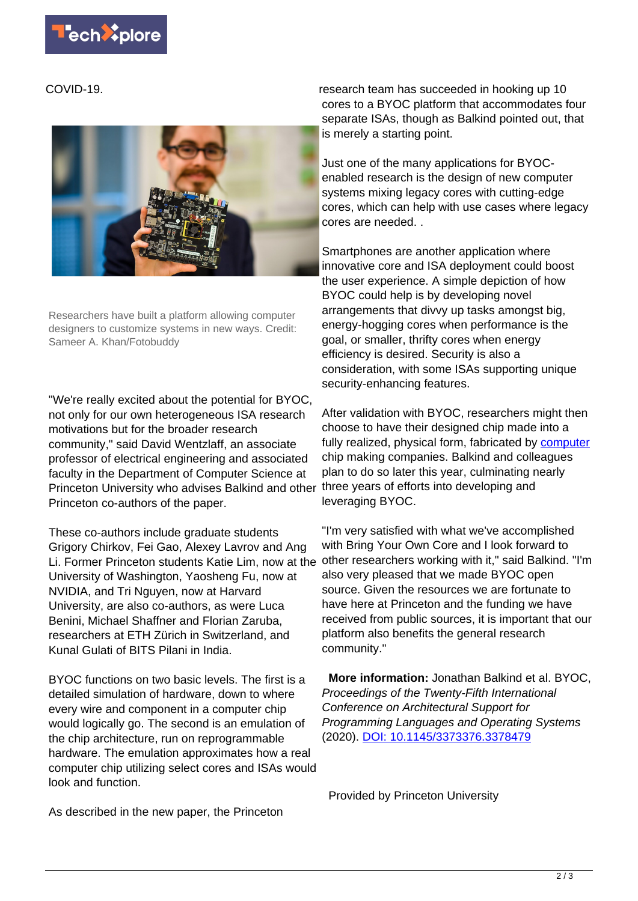COVID-19.

Researchers have built a platform allowing computer designers to customize systems in new ways. Credit: Sameer A. Khan/Fotobuddy

"We're really excited about the potential for BYOC, not only for our own heterogeneous ISA research motivations but for the broader research community," said David Wentzlaff, an associate professor of electrical engineering and associated faculty in the Department of Computer Science at Princeton University who advises Balkind and other Princeton co-authors of the paper.

These co-authors include graduate students Grigory Chirkov, Fei Gao, Alexey Lavrov and Ang Li. Former Princeton students Katie Lim, now at the University of Washington, Yaosheng Fu, now at NVIDIA, and Tri Nguyen, now at Harvard University, are also co-authors, as were Luca Benini, Michael Shaffner and Florian Zaruba, researchers at ETH Zürich in Switzerland, and Kunal Gulati of BITS Pilani in India.

BYOC functions on two basic levels. The first is a detailed simulation of hardware, down to where every wire and component in a computer chip would logically go. The second is an emulation of the chip architecture, run on reprogrammable hardware. The emulation approximates how a real computer chip utilizing select cores and ISAs would look and function.

As described in the new paper, the Princeton research team has succeeded in hooking up 10 cores to a BYOC platform that accommodates four separate ISAs, though as Balkind pointed out, that is merely a starting point.

Just one of the many applications for BYOC-enabled research is the design of new computer systems mixing legacy cores with cutting-edge cores, which can help with use cases where legacy cores are needed. .

Smartphones are another application where innovative core and ISA deployment could boost the user experience. A simple depiction of how BYOC could help is by developing novel arrangements that divvy up tasks amongst big, energy-hogging cores when performance is the goal, or smaller, thrifty cores when energy efficiency is desired. Security is also a consideration, with some ISAs supporting unique security-enhancing features.

After validation with BYOC, researchers might then choose to have their designed chip made into a fully realized, physical form, fabricated by computer chip making companies. Balkind and colleagues plan to do so later this year, culminating nearly three years of efforts into developing and leveraging BYOC.

"I'm very satisfied with what we've accomplished with Bring Your Own Core and I look forward to other researchers working with it," said Balkind. "I'm also very pleased that we made BYOC open source. Given the resources we are fortunate to have here at Princeton and the funding we have received from public sources, it is important that our platform also benefits the general research community."

**More information:** Jonathan Balkind et al. BYOC, *Proceedings of the Twenty-Fifth International Conference on Architectural Support for Programming Languages and Operating Systems* (2020). DOI: 10.1145/3373376.3378479

Provided by Princeton University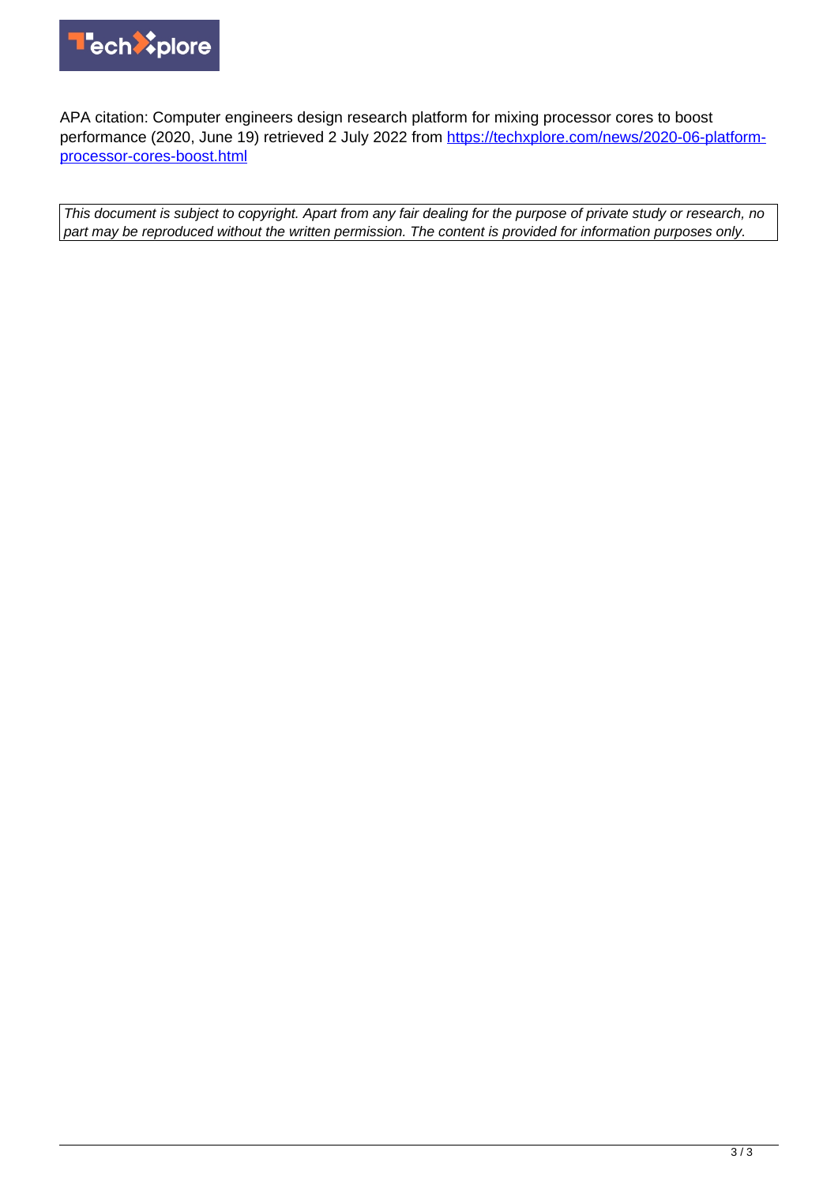APA citation: Computer engineers design research platform for mixing processor cores to boost performance (2020, June 19) retrieved 2 July 2022 from https://techxplore.com/news/2020-06-platform-processor-cores-boost.html

*This document is subject to copyright. Apart from any fair dealing for the purpose of private study or research, no part may be reproduced without the written permission. The content is provided for information purposes only.*